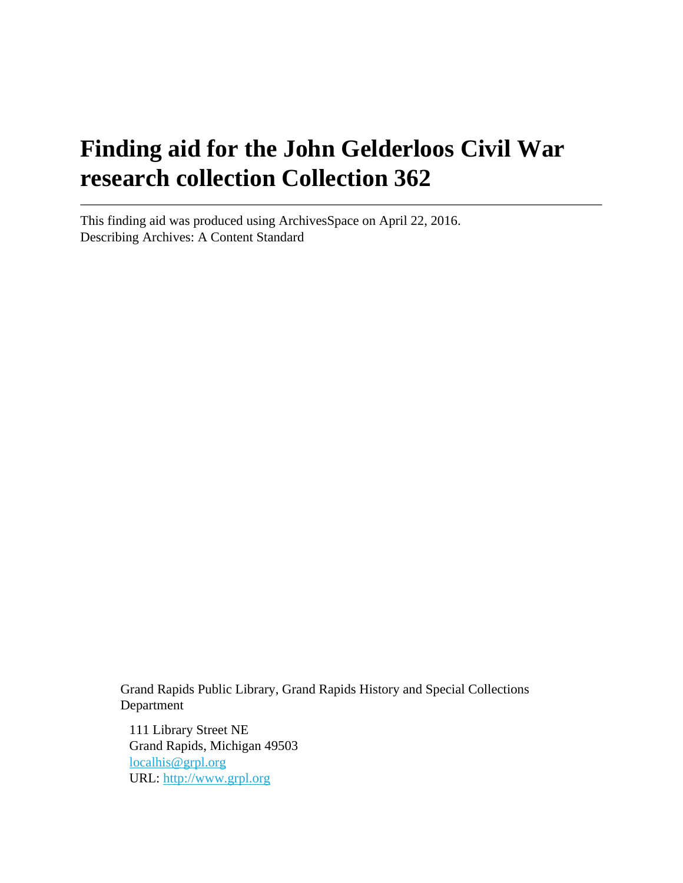# Finding aid for the John Gelderloos Civil War research collection Collection 362

---

This finding aid was produced using ArchivesSpace on April 22, 2016.
Describing Archives: A Content Standard

Grand Rapids Public Library, Grand Rapids History and Special Collections Department

111 Library Street NE
Grand Rapids, Michigan 49503
localhis@grpl.org
URL: http://www.grpl.org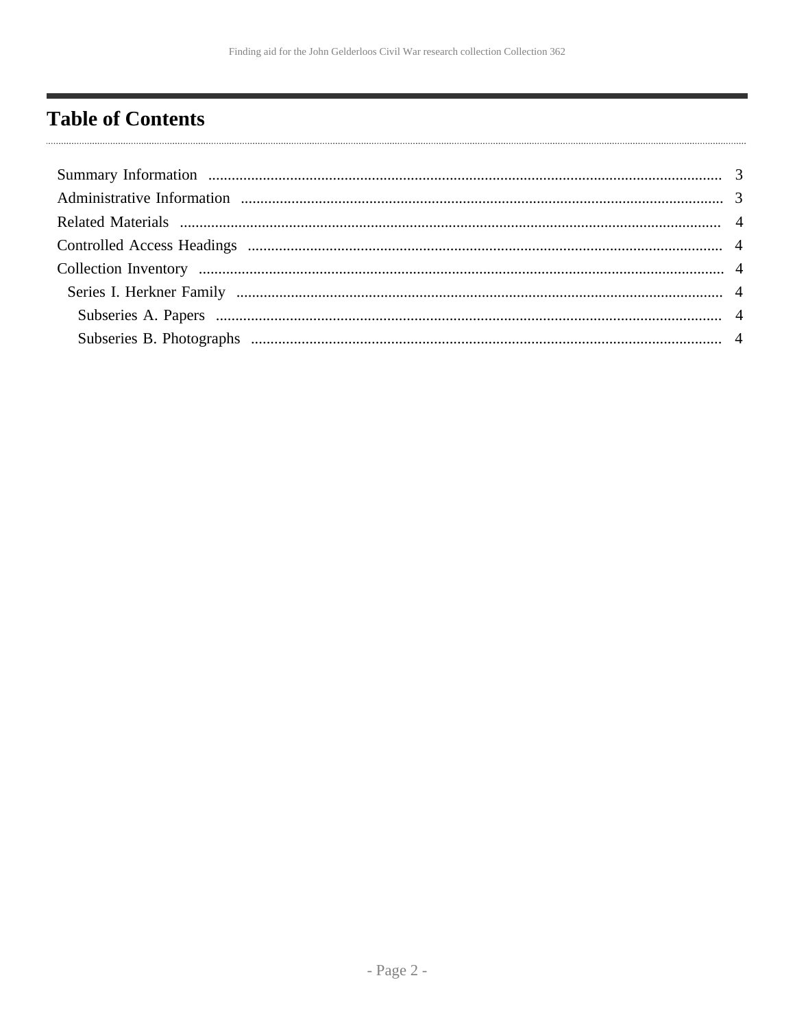# Table of Contents

- Summary Information ..... 3
- Administrative Information ..... 3
- Related Materials ..... 4
- Controlled Access Headings ..... 4
- Collection Inventory ..... 4
  - Series I. Herkner Family ..... 4
    - Subseries A. Papers ..... 4
    - Subseries B. Photographs ..... 4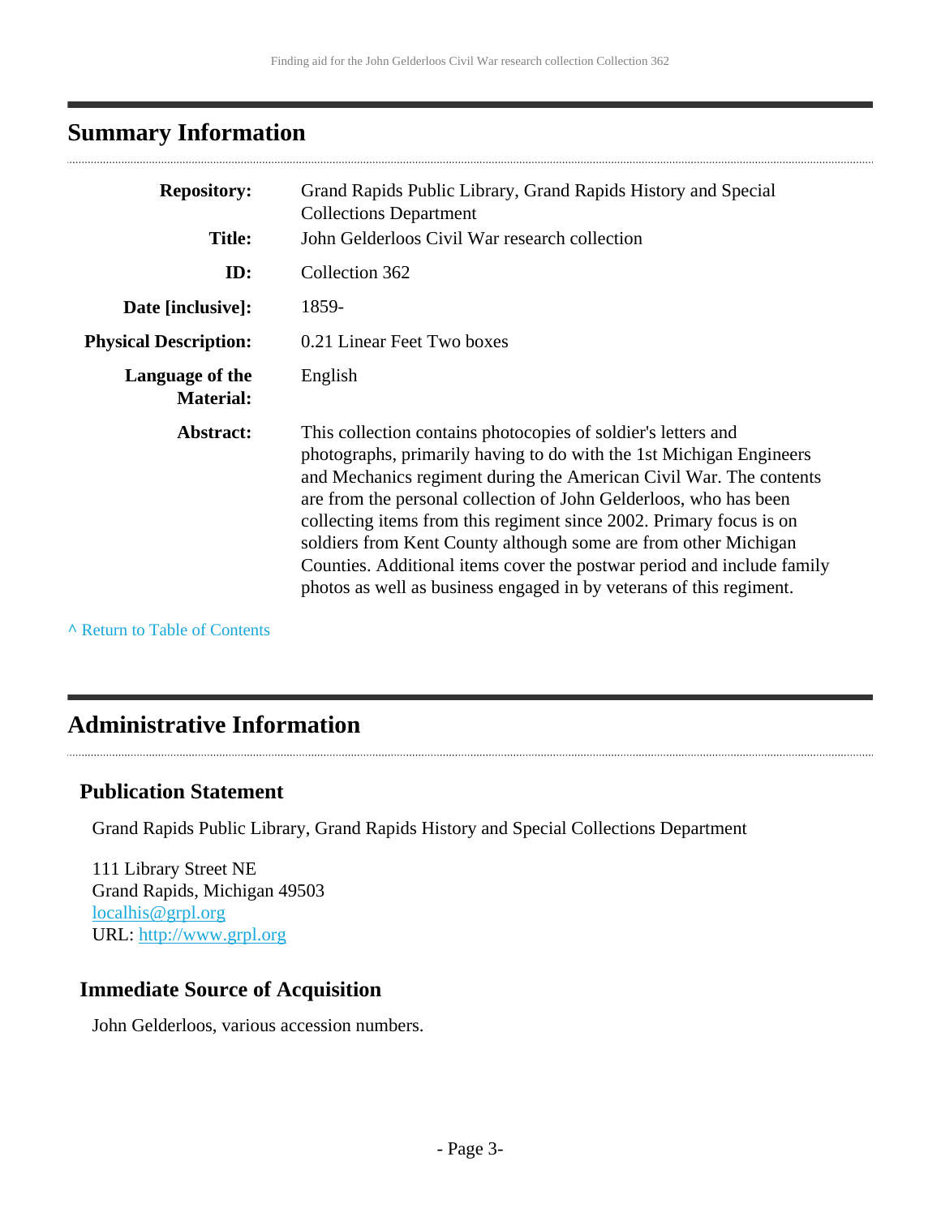## Summary Information

| | |
|---|---|
| **Repository:** | Grand Rapids Public Library, Grand Rapids History and Special Collections Department |
| **Title:** | John Gelderloos Civil War research collection |
| **ID:** | Collection 362 |
| **Date [inclusive]:** | 1859- |
| **Physical Description:** | 0.21 Linear Feet Two boxes |
| **Language of the Material:** | English |
| **Abstract:** | This collection contains photocopies of soldier's letters and photographs, primarily having to do with the 1st Michigan Engineers and Mechanics regiment during the American Civil War. The contents are from the personal collection of John Gelderloos, who has been collecting items from this regiment since 2002. Primary focus is on soldiers from Kent County although some are from other Michigan Counties. Additional items cover the postwar period and include family photos as well as business engaged in by veterans of this regiment. |

^ Return to Table of Contents

## Administrative Information

### Publication Statement

Grand Rapids Public Library, Grand Rapids History and Special Collections Department

111 Library Street NE
Grand Rapids, Michigan 49503
localhis@grpl.org
URL: http://www.grpl.org

### Immediate Source of Acquisition

John Gelderloos, various accession numbers.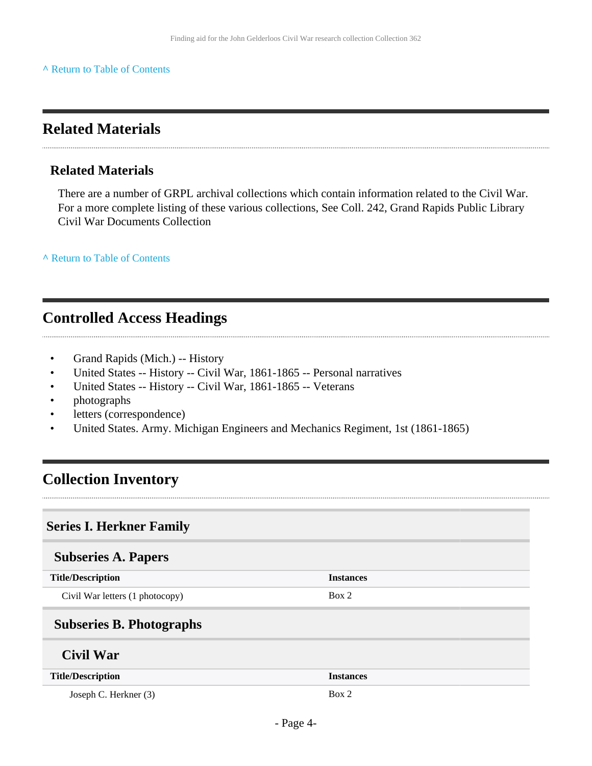^ Return to Table of Contents

## Related Materials

### Related Materials

There are a number of GRPL archival collections which contain information related to the Civil War. For a more complete listing of these various collections, See Coll. 242, Grand Rapids Public Library Civil War Documents Collection

^ Return to Table of Contents

## Controlled Access Headings

- Grand Rapids (Mich.) -- History
- United States -- History -- Civil War, 1861-1865 -- Personal narratives
- United States -- History -- Civil War, 1861-1865 -- Veterans
- photographs
- letters (correspondence)
- United States. Army. Michigan Engineers and Mechanics Regiment, 1st (1861-1865)

## Collection Inventory

### Series I. Herkner Family

#### Subseries A. Papers

| Title/Description | Instances |
|---|---|
| Civil War letters (1 photocopy) | Box 2 |

#### Subseries B. Photographs

##### Civil War

| Title/Description | Instances |
|---|---|
| Joseph C. Herkner (3) | Box 2 |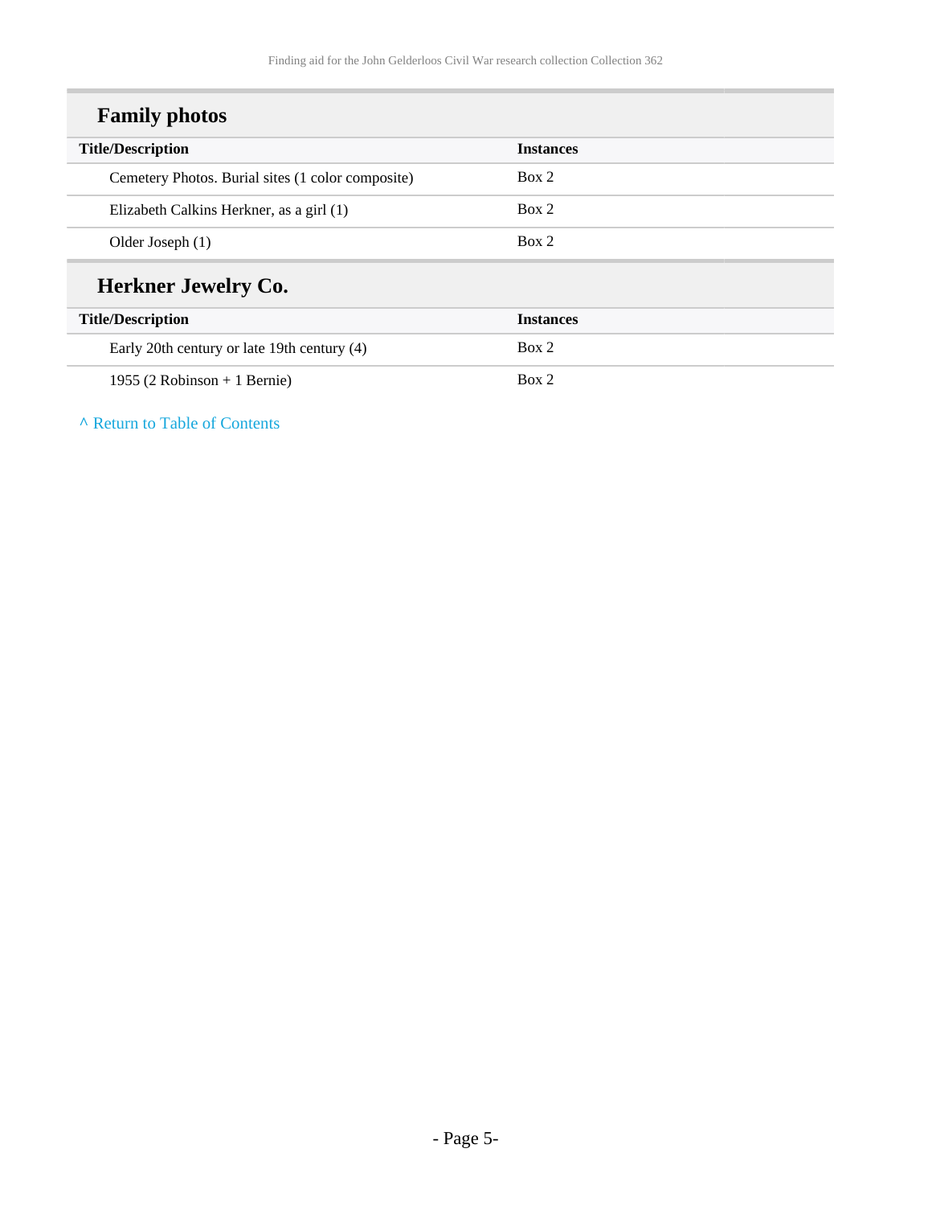## Family photos

| Title/Description | Instances |
| --- | --- |
| Cemetery Photos. Burial sites (1 color composite) | Box 2 |
| Elizabeth Calkins Herkner, as a girl (1) | Box 2 |
| Older Joseph (1) | Box 2 |

## Herkner Jewelry Co.

| Title/Description | Instances |
| --- | --- |
| Early 20th century or late 19th century (4) | Box 2 |
| 1955 (2 Robinson + 1 Bernie) | Box 2 |

^ Return to Table of Contents